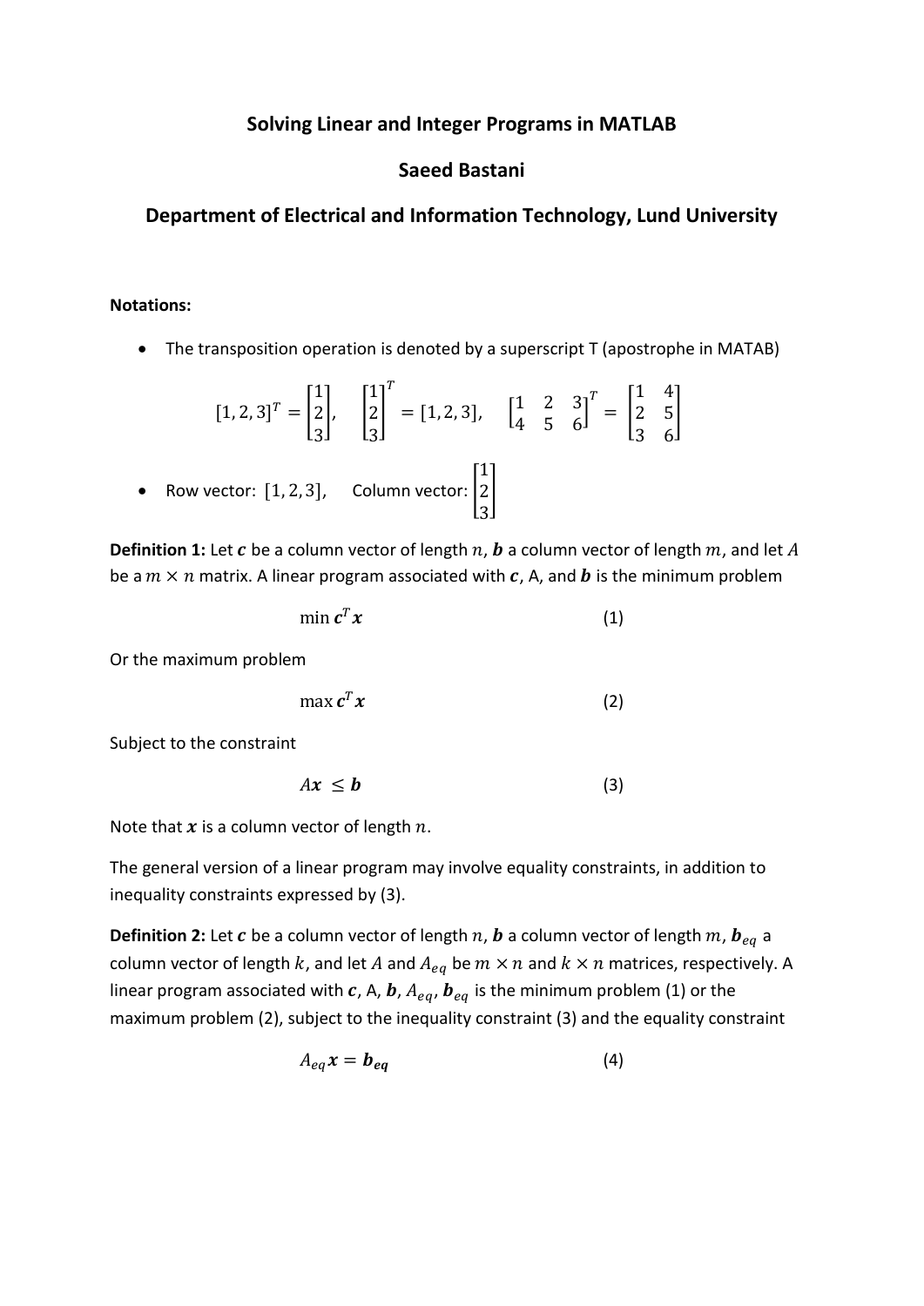# Solving Linear and Integer Programs in MATLAB

## Saeed Bastani

## Department of Electrical and Information Technology, Lund University

**Notations:**

- The transposition operation is denoted by a superscript T (apostrophe in MATAB)

$$[1, 2, 3]^T = \begin{bmatrix} 1 \\ 2 \\ 3 \end{bmatrix}, \quad \begin{bmatrix} 1 \\ 2 \\ 3 \end{bmatrix}^T = [1, 2, 3], \quad \begin{bmatrix} 1 & 2 & 3 \\ 4 & 5 & 6 \end{bmatrix}^T = \begin{bmatrix} 1 & 4 \\ 2 & 5 \\ 3 & 6 \end{bmatrix}$$

- Row vector: $[1, 2, 3]$, Column vector: $\begin{bmatrix} 1 \\ 2 \\ 3 \end{bmatrix}$

**Definition 1:** Let $\boldsymbol{c}$ be a column vector of length $n$, $\boldsymbol{b}$ a column vector of length $m$, and let $A$ be a $m \times n$ matrix. A linear program associated with $\boldsymbol{c}$, A, and $\boldsymbol{b}$ is the minimum problem

$$\min \boldsymbol{c}^T \boldsymbol{x} \qquad (1)$$

Or the maximum problem

$$\max \boldsymbol{c}^T \boldsymbol{x} \qquad (2)$$

Subject to the constraint

$$A\boldsymbol{x} \leq \boldsymbol{b} \qquad (3)$$

Note that $\boldsymbol{x}$ is a column vector of length $n$.

The general version of a linear program may involve equality constraints, in addition to inequality constraints expressed by (3).

**Definition 2:** Let $\boldsymbol{c}$ be a column vector of length $n$, $\boldsymbol{b}$ a column vector of length $m$, $\boldsymbol{b}_{eq}$ a column vector of length $k$, and let $A$ and $A_{eq}$ be $m \times n$ and $k \times n$ matrices, respectively. A linear program associated with $\boldsymbol{c}$, A, $\boldsymbol{b}$, $A_{eq}$, $\boldsymbol{b}_{eq}$ is the minimum problem (1) or the maximum problem (2), subject to the inequality constraint (3) and the equality constraint

$$A_{eq}\boldsymbol{x} = \boldsymbol{b_{eq}} \qquad (4)$$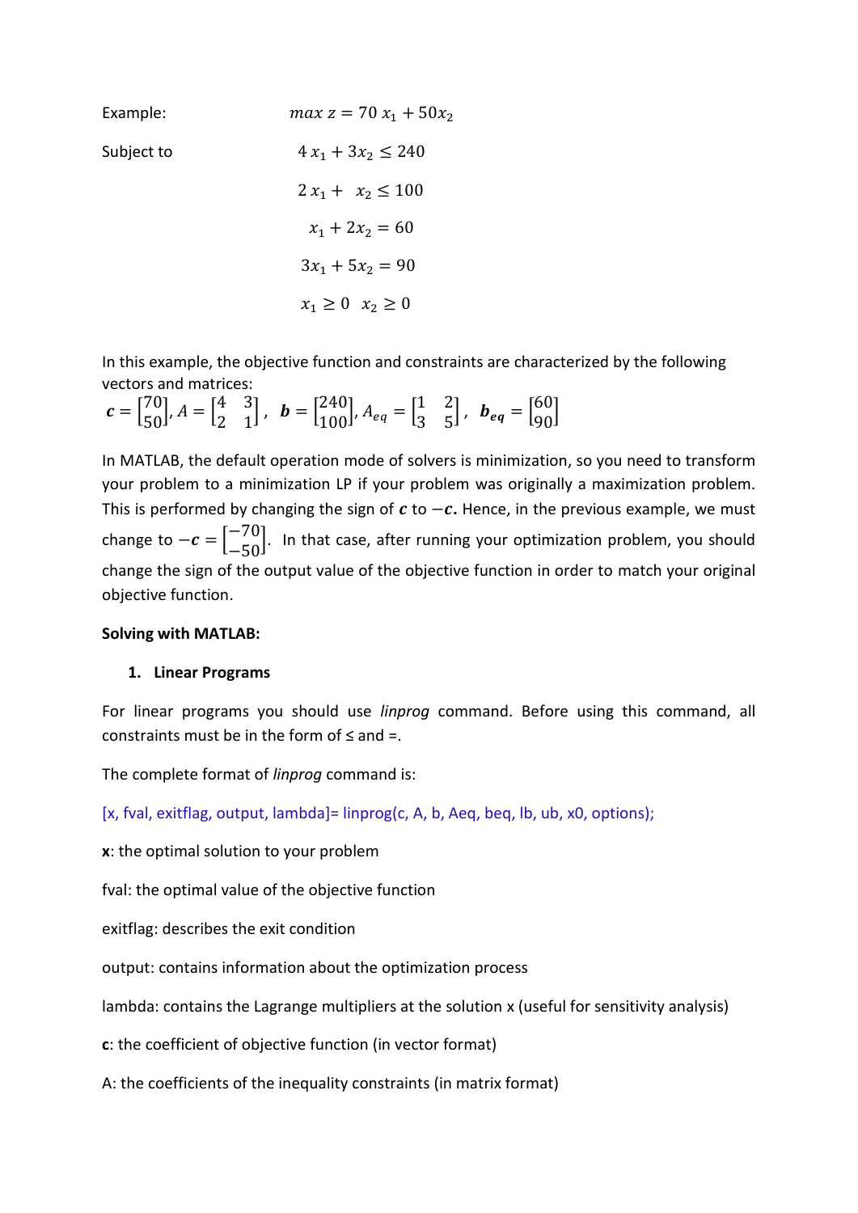Example: $$max\ z = 70\ x_1 + 50x_2$$

Subject to

$$4\ x_1 + 3x_2 \leq 240$$

$$2\ x_1 + \ x_2 \leq 100$$

$$x_1 + 2x_2 = 60$$

$$3x_1 + 5x_2 = 90$$

$$x_1 \geq 0 \quad x_2 \geq 0$$

In this example, the objective function and constraints are characterized by the following vectors and matrices:

$$\boldsymbol{c} = \begin{bmatrix} 70 \\ 50 \end{bmatrix}, A = \begin{bmatrix} 4 & 3 \\ 2 & 1 \end{bmatrix}, \ \boldsymbol{b} = \begin{bmatrix} 240 \\ 100 \end{bmatrix}, A_{eq} = \begin{bmatrix} 1 & 2 \\ 3 & 5 \end{bmatrix}, \ \boldsymbol{b_{eq}} = \begin{bmatrix} 60 \\ 90 \end{bmatrix}$$

In MATLAB, the default operation mode of solvers is minimization, so you need to transform your problem to a minimization LP if your problem was originally a maximization problem. This is performed by changing the sign of $\boldsymbol{c}$ to $-\boldsymbol{c}$**.** Hence, in the previous example, we must change to $-\boldsymbol{c} = \begin{bmatrix} -70 \\ -50 \end{bmatrix}$. In that case, after running your optimization problem, you should change the sign of the output value of the objective function in order to match your original objective function.

**Solving with MATLAB:**

1. **Linear Programs**

For linear programs you should use *linprog* command. Before using this command, all constraints must be in the form of ≤ and =.

The complete format of *linprog* command is:

```
[x, fval, exitflag, output, lambda]= linprog(c, A, b, Aeq, beq, lb, ub, x0, options);
```

**x**: the optimal solution to your problem

fval: the optimal value of the objective function

exitflag: describes the exit condition

output: contains information about the optimization process

lambda: contains the Lagrange multipliers at the solution x (useful for sensitivity analysis)

**c**: the coefficient of objective function (in vector format)

A: the coefficients of the inequality constraints (in matrix format)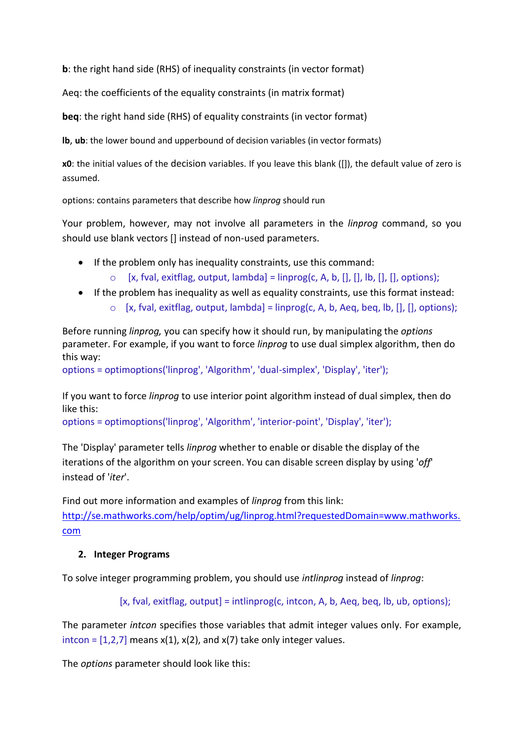**b**: the right hand side (RHS) of inequality constraints (in vector format)

Aeq: the coefficients of the equality constraints (in matrix format)

**beq**: the right hand side (RHS) of equality constraints (in vector format)

**lb**, **ub**: the lower bound and upperbound of decision variables (in vector formats)

**x0**: the initial values of the decision variables. If you leave this blank ([]), the default value of zero is assumed.

options: contains parameters that describe how *linprog* should run

Your problem, however, may not involve all parameters in the *linprog* command, so you should use blank vectors [] instead of non-used parameters.

- If the problem only has inequality constraints, use this command:
  - [x, fval, exitflag, output, lambda] = linprog(c, A, b, [], [], lb, [], [], options);
- If the problem has inequality as well as equality constraints, use this format instead:
  - [x, fval, exitflag, output, lambda] = linprog(c, A, b, Aeq, beq, lb, [], [], options);

Before running *linprog,* you can specify how it should run, by manipulating the *options* parameter. For example, if you want to force *linprog* to use dual simplex algorithm, then do this way:

```
options = optimoptions('linprog', 'Algorithm', 'dual-simplex', 'Display', 'iter');
```

If you want to force *linprog* to use interior point algorithm instead of dual simplex, then do like this:

```
options = optimoptions('linprog', 'Algorithm', 'interior-point', 'Display', 'iter');
```

The 'Display' parameter tells *linprog* whether to enable or disable the display of the iterations of the algorithm on your screen. You can disable screen display by using '*off*' instead of '*iter*'.

Find out more information and examples of *linprog* from this link: http://se.mathworks.com/help/optim/ug/linprog.html?requestedDomain=www.mathworks.com

## 2. Integer Programs

To solve integer programming problem, you should use *intlinprog* instead of *linprog*:

```
[x, fval, exitflag, output] = intlinprog(c, intcon, A, b, Aeq, beq, lb, ub, options);
```

The parameter *intcon* specifies those variables that admit integer values only. For example, intcon = [1,2,7] means x(1), x(2), and x(7) take only integer values.

The *options* parameter should look like this: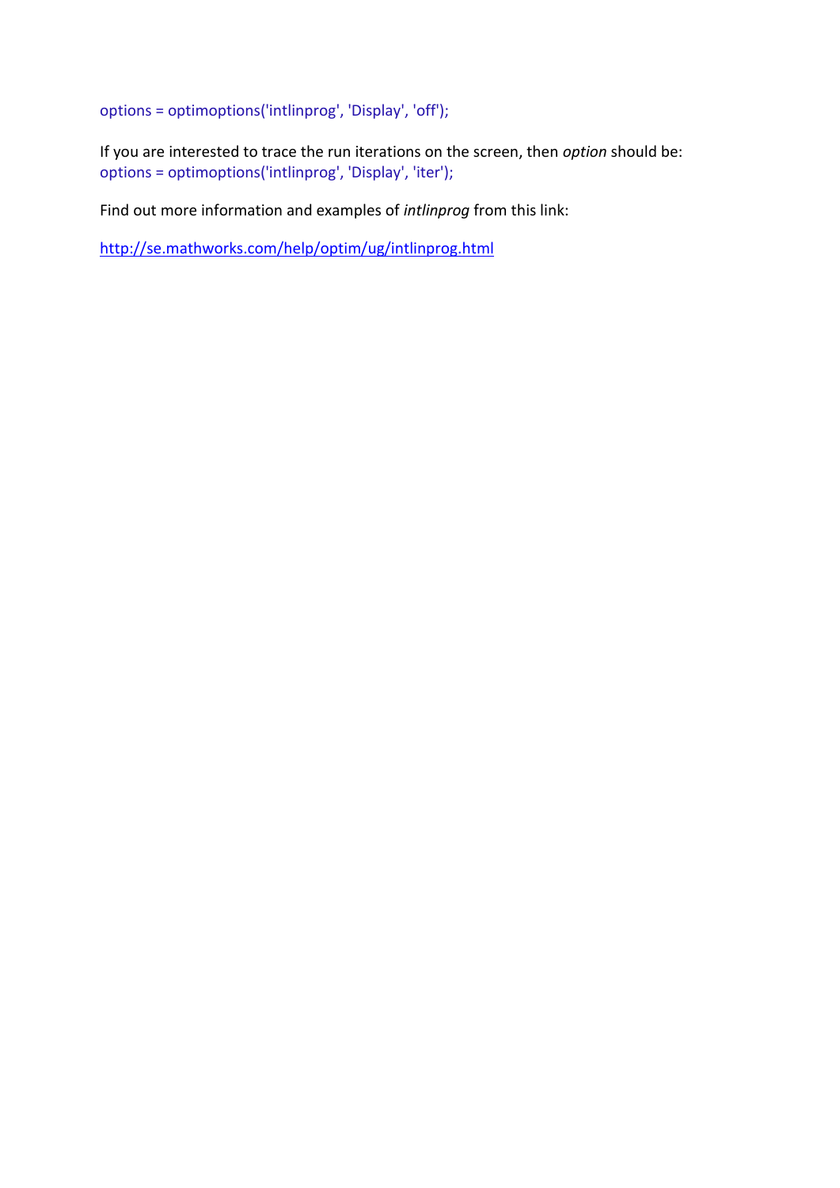```
options = optimoptions('intlinprog', 'Display', 'off');
```

If you are interested to trace the run iterations on the screen, then *option* should be:

```
options = optimoptions('intlinprog', 'Display', 'iter');
```

Find out more information and examples of *intlinprog* from this link:

http://se.mathworks.com/help/optim/ug/intlinprog.html